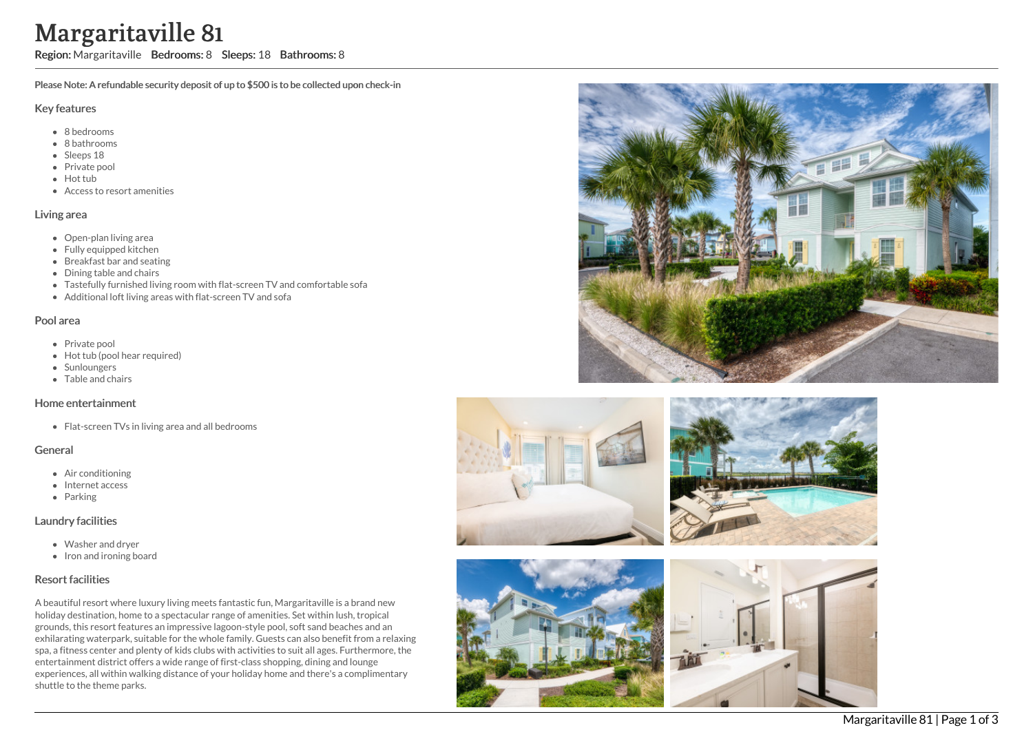# Margaritaville 81

**Region:** Margaritaville **Bedrooms:** 8 **Sleeps:** 18 **Bathrooms:** 8

**Please Note: A refundable security deposit of up to $500 is to be collected upon check-in**

## Key features

- 8 bedrooms
- 8 bathrooms
- Sleeps 18
- Private pool
- Hot tub
- Access to resort amenities

## Living area

- Open-plan living area
- Fully equipped kitchen
- Breakfast bar and seating
- Dining table and chairs
- Tastefully furnished living room with flat-screen TV and comfortable sofa
- Additional loft living areas with flat-screen TV and sofa

## Pool area

- Private pool
- Hot tub (pool hear required)
- Sunloungers
- Table and chairs

## Home entertainment

- Flat-screen TVs in living area and all bedrooms

## General

- Air conditioning
- Internet access
- Parking

## Laundry facilities

- Washer and dryer
- Iron and ironing board

## Resort facilities

A beautiful resort where luxury living meets fantastic fun, Margaritaville is a brand new holiday destination, home to a spectacular range of amenities. Set within lush, tropical grounds, this resort features an impressive lagoon-style pool, soft sand beaches and an exhilarating waterpark, suitable for the whole family. Guests can also benefit from a relaxing spa, a fitness center and plenty of kids clubs with activities to suit all ages. Furthermore, the entertainment district offers a wide range of first-class shopping, dining and lounge experiences, all within walking distance of your holiday home and there's a complimentary shuttle to the theme parks.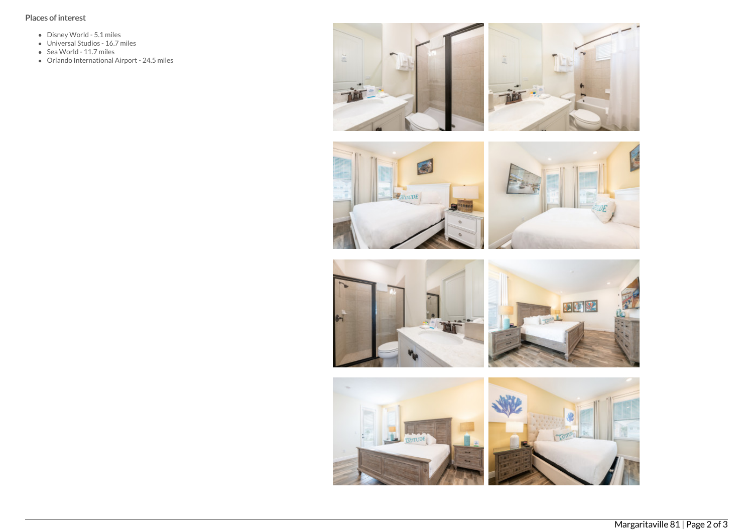Places of interest

- Disney World - 5.1 miles
- Universal Studios - 16.7 miles
- Sea World - 11.7 miles
- Orlando International Airport - 24.5 miles